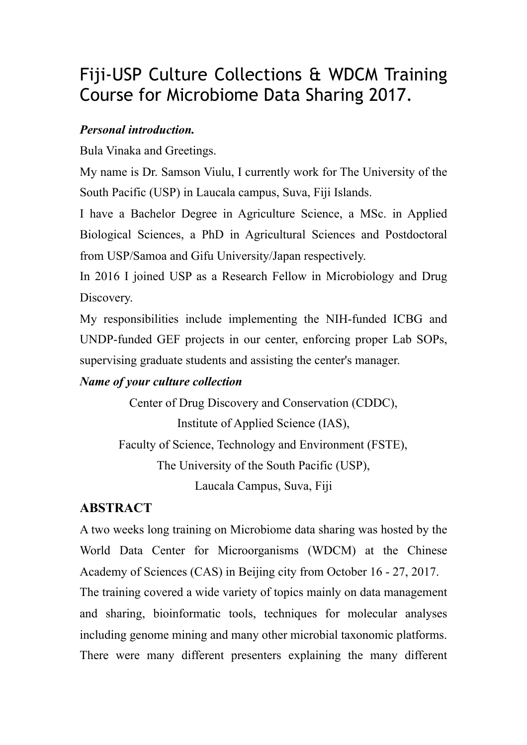# Fiji-USP Culture Collections & WDCM Training Course for Microbiome Data Sharing 2017.

***Personal introduction.***

Bula Vinaka and Greetings.

My name is Dr. Samson Viulu, I currently work for The University of the South Pacific (USP) in Laucala campus, Suva, Fiji Islands.

I have a Bachelor Degree in Agriculture Science, a MSc. in Applied Biological Sciences, a PhD in Agricultural Sciences and Postdoctoral from USP/Samoa and Gifu University/Japan respectively.

In 2016 I joined USP as a Research Fellow in Microbiology and Drug Discovery.

My responsibilities include implementing the NIH-funded ICBG and UNDP-funded GEF projects in our center, enforcing proper Lab SOPs, supervising graduate students and assisting the center's manager.

***Name of your culture collection***

Center of Drug Discovery and Conservation (CDDC),
Institute of Applied Science (IAS),
Faculty of Science, Technology and Environment (FSTE),
The University of the South Pacific (USP),
Laucala Campus, Suva, Fiji

## ABSTRACT

A two weeks long training on Microbiome data sharing was hosted by the World Data Center for Microorganisms (WDCM) at the Chinese Academy of Sciences (CAS) in Beijing city from October 16 - 27, 2017.

The training covered a wide variety of topics mainly on data management and sharing, bioinformatic tools, techniques for molecular analyses including genome mining and many other microbial taxonomic platforms. There were many different presenters explaining the many different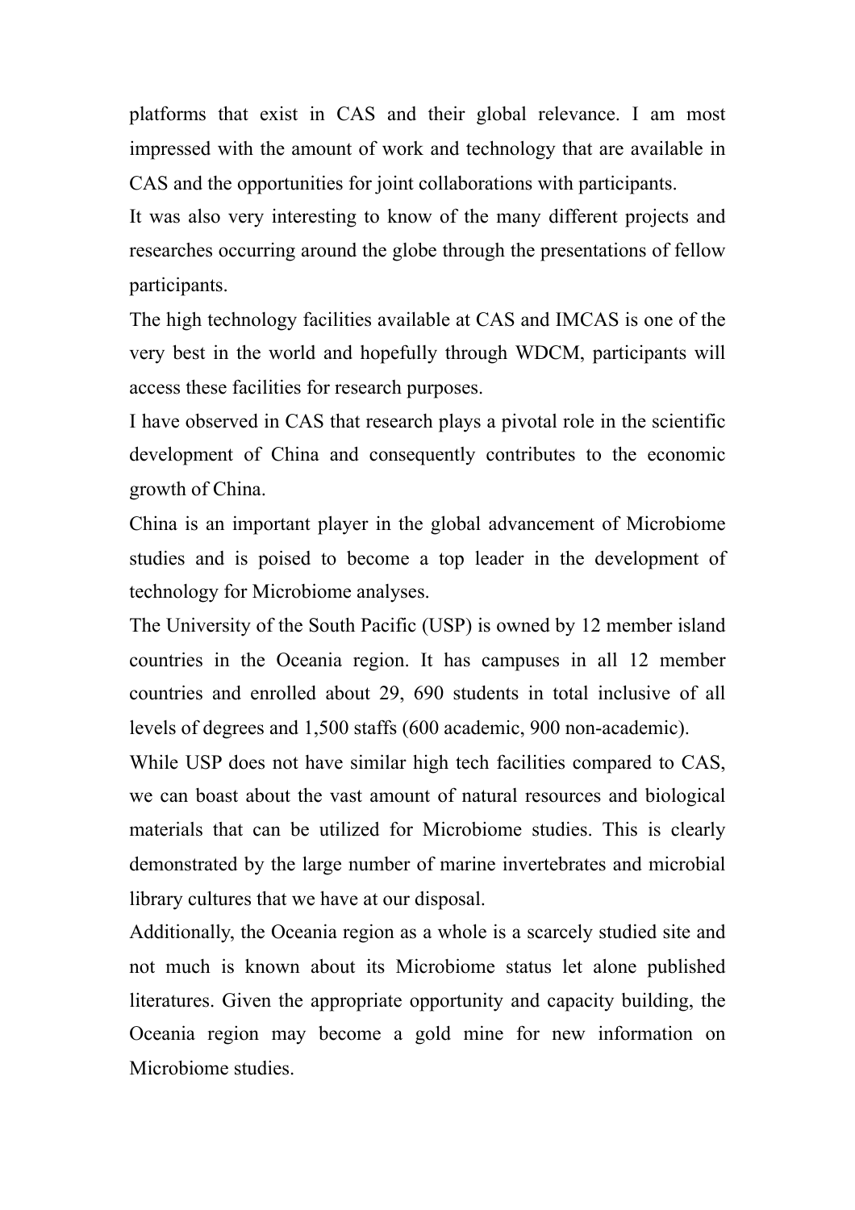platforms that exist in CAS and their global relevance. I am most impressed with the amount of work and technology that are available in CAS and the opportunities for joint collaborations with participants.

It was also very interesting to know of the many different projects and researches occurring around the globe through the presentations of fellow participants.

The high technology facilities available at CAS and IMCAS is one of the very best in the world and hopefully through WDCM, participants will access these facilities for research purposes.

I have observed in CAS that research plays a pivotal role in the scientific development of China and consequently contributes to the economic growth of China.

China is an important player in the global advancement of Microbiome studies and is poised to become a top leader in the development of technology for Microbiome analyses.

The University of the South Pacific (USP) is owned by 12 member island countries in the Oceania region. It has campuses in all 12 member countries and enrolled about 29, 690 students in total inclusive of all levels of degrees and 1,500 staffs (600 academic, 900 non-academic).

While USP does not have similar high tech facilities compared to CAS, we can boast about the vast amount of natural resources and biological materials that can be utilized for Microbiome studies. This is clearly demonstrated by the large number of marine invertebrates and microbial library cultures that we have at our disposal.

Additionally, the Oceania region as a whole is a scarcely studied site and not much is known about its Microbiome status let alone published literatures. Given the appropriate opportunity and capacity building, the Oceania region may become a gold mine for new information on Microbiome studies.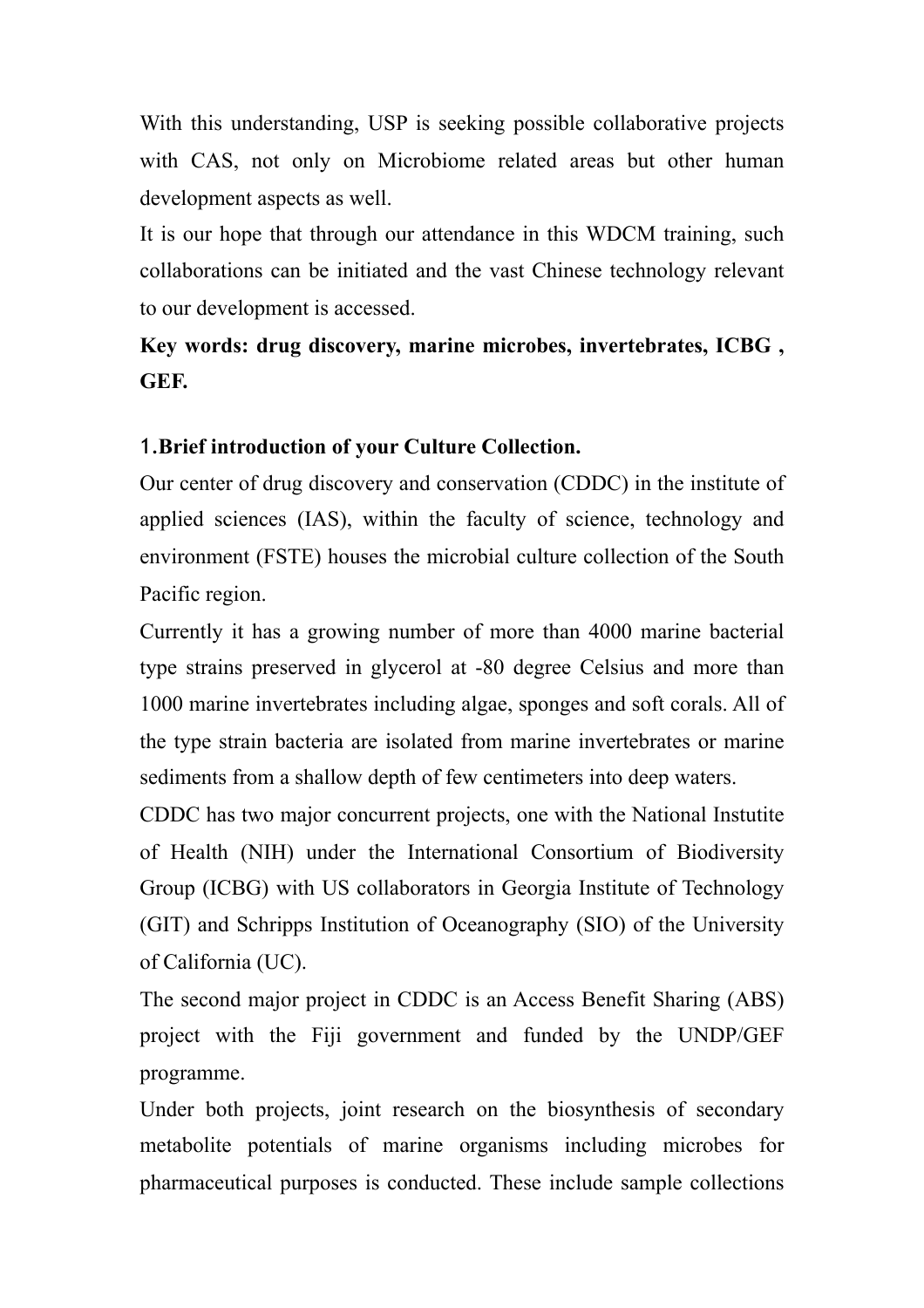With this understanding, USP is seeking possible collaborative projects with CAS, not only on Microbiome related areas but other human development aspects as well.

It is our hope that through our attendance in this WDCM training, such collaborations can be initiated and the vast Chinese technology relevant to our development is accessed.

**Key words: drug discovery, marine microbes, invertebrates, ICBG , GEF.**

## 1.Brief introduction of your Culture Collection.

Our center of drug discovery and conservation (CDDC) in the institute of applied sciences (IAS), within the faculty of science, technology and environment (FSTE) houses the microbial culture collection of the South Pacific region.

Currently it has a growing number of more than 4000 marine bacterial type strains preserved in glycerol at -80 degree Celsius and more than 1000 marine invertebrates including algae, sponges and soft corals. All of the type strain bacteria are isolated from marine invertebrates or marine sediments from a shallow depth of few centimeters into deep waters.

CDDC has two major concurrent projects, one with the National Instutite of Health (NIH) under the International Consortium of Biodiversity Group (ICBG) with US collaborators in Georgia Institute of Technology (GIT) and Schripps Institution of Oceanography (SIO) of the University of California (UC).

The second major project in CDDC is an Access Benefit Sharing (ABS) project with the Fiji government and funded by the UNDP/GEF programme.

Under both projects, joint research on the biosynthesis of secondary metabolite potentials of marine organisms including microbes for pharmaceutical purposes is conducted. These include sample collections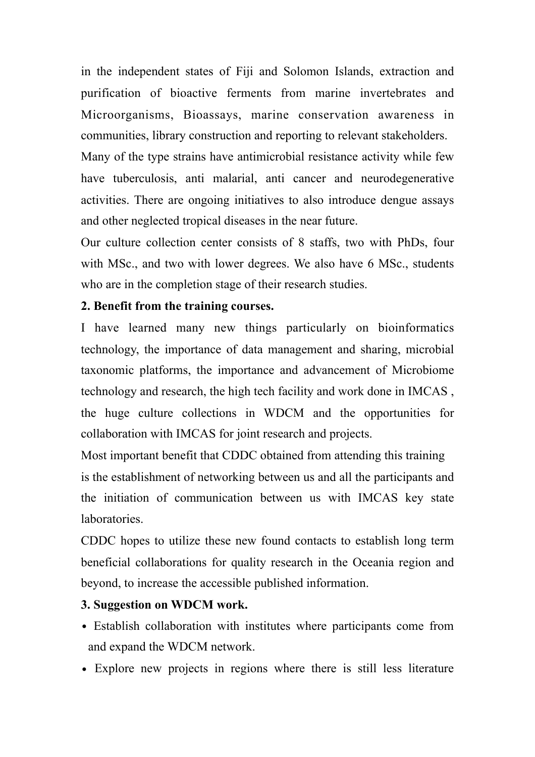in the independent states of Fiji and Solomon Islands, extraction and purification of bioactive ferments from marine invertebrates and Microorganisms, Bioassays, marine conservation awareness in communities, library construction and reporting to relevant stakeholders.

Many of the type strains have antimicrobial resistance activity while few have tuberculosis, anti malarial, anti cancer and neurodegenerative activities. There are ongoing initiatives to also introduce dengue assays and other neglected tropical diseases in the near future.

Our culture collection center consists of 8 staffs, two with PhDs, four with MSc., and two with lower degrees. We also have 6 MSc., students who are in the completion stage of their research studies.

**2. Benefit from the training courses.**

I have learned many new things particularly on bioinformatics technology, the importance of data management and sharing, microbial taxonomic platforms, the importance and advancement of Microbiome technology and research, the high tech facility and work done in IMCAS , the huge culture collections in WDCM and the opportunities for collaboration with IMCAS for joint research and projects.

Most important benefit that CDDC obtained from attending this training is the establishment of networking between us and all the participants and the initiation of communication between us with IMCAS key state laboratories.

CDDC hopes to utilize these new found contacts to establish long term beneficial collaborations for quality research in the Oceania region and beyond, to increase the accessible published information.

**3. Suggestion on WDCM work.**

- Establish collaboration with institutes where participants come from and expand the WDCM network.
- Explore new projects in regions where there is still less literature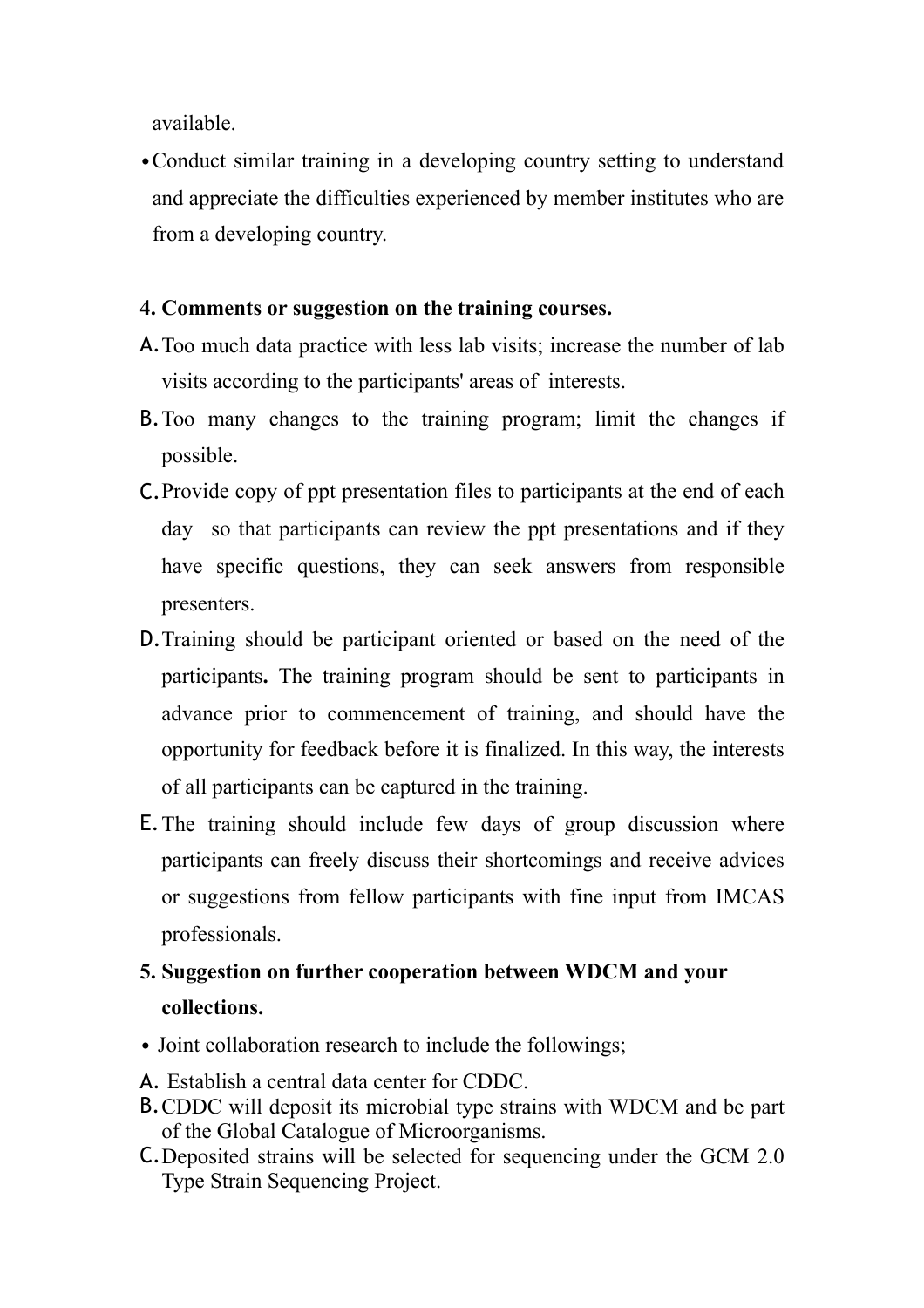available.

- Conduct similar training in a developing country setting to understand and appreciate the difficulties experienced by member institutes who are from a developing country.

**4. Comments or suggestion on the training courses.**

A. Too much data practice with less lab visits; increase the number of lab visits according to the participants' areas of interests.

B. Too many changes to the training program; limit the changes if possible.

C. Provide copy of ppt presentation files to participants at the end of each day so that participants can review the ppt presentations and if they have specific questions, they can seek answers from responsible presenters.

D. Training should be participant oriented or based on the need of the participants**.** The training program should be sent to participants in advance prior to commencement of training, and should have the opportunity for feedback before it is finalized. In this way, the interests of all participants can be captured in the training.

E. The training should include few days of group discussion where participants can freely discuss their shortcomings and receive advices or suggestions from fellow participants with fine input from IMCAS professionals.

**5. Suggestion on further cooperation between WDCM and your collections.**

- Joint collaboration research to include the followings;

A. Establish a central data center for CDDC.

B. CDDC will deposit its microbial type strains with WDCM and be part of the Global Catalogue of Microorganisms.

C. Deposited strains will be selected for sequencing under the GCM 2.0 Type Strain Sequencing Project.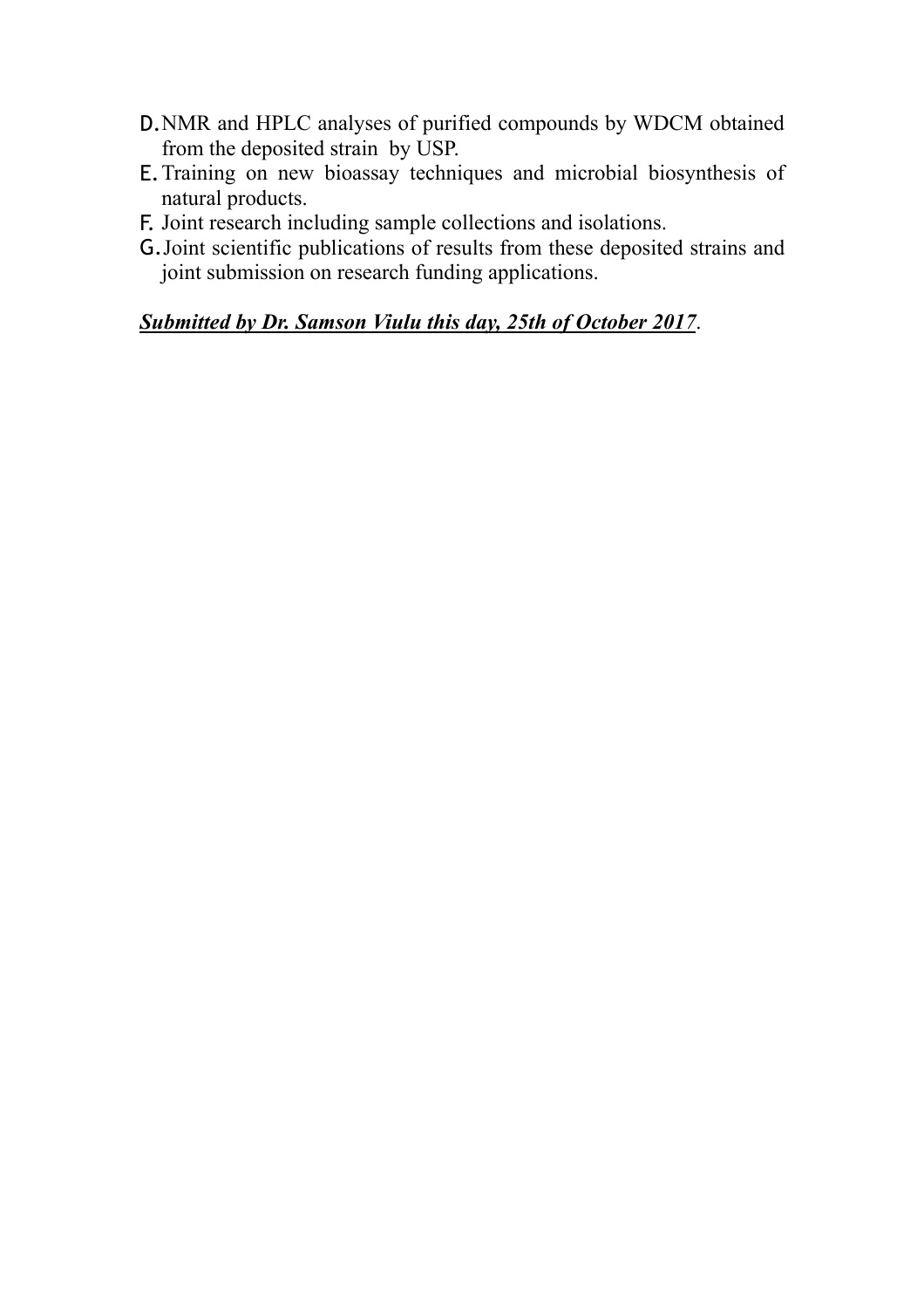D. NMR and HPLC analyses of purified compounds by WDCM obtained from the deposited strain by USP.

E. Training on new bioassay techniques and microbial biosynthesis of natural products.

F. Joint research including sample collections and isolations.

G. Joint scientific publications of results from these deposited strains and joint submission on research funding applications.

***<u>Submitted by Dr. Samson Viulu this day, 25th of October 2017</u>***.